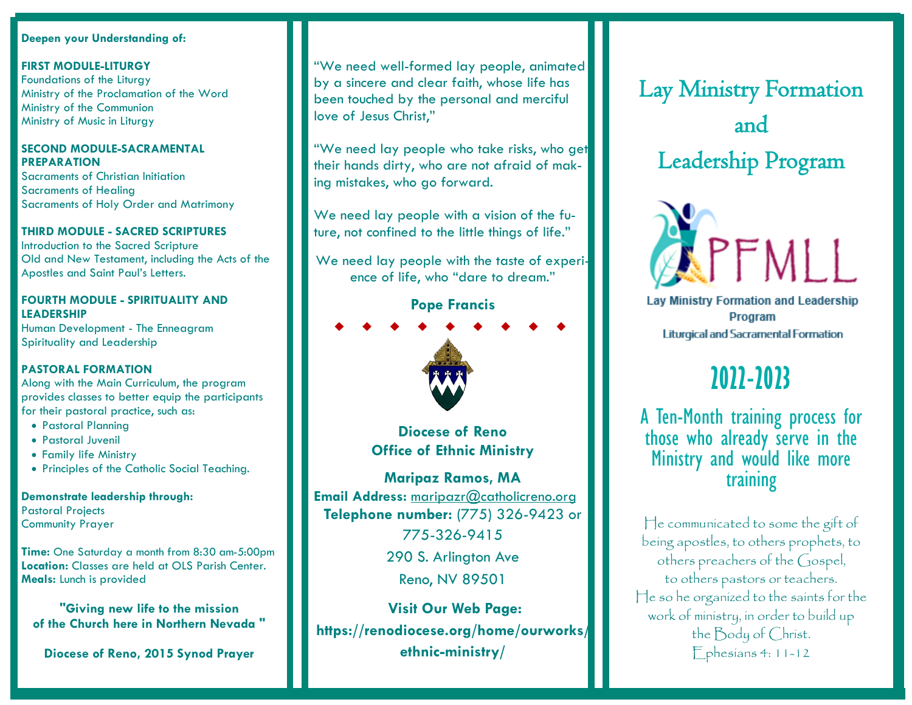**Deepen your Understanding of:**

**FIRST MODULE-LITURGY**
Foundations of the Liturgy
Ministry of the Proclamation of the Word
Ministry of the Communion
Ministry of Music in Liturgy

**SECOND MODULE-SACRAMENTAL PREPARATION**
Sacraments of Christian Initiation
Sacraments of Healing
Sacraments of Holy Order and Matrimony

**THIRD MODULE - SACRED SCRIPTURES**
Introduction to the Sacred Scripture
Old and New Testament, including the Acts of the Apostles and Saint Paul's Letters.

**FOURTH MODULE - SPIRITUALITY AND LEADERSHIP**
Human Development - The Enneagram
Spirituality and Leadership

**PASTORAL FORMATION**
Along with the Main Curriculum, the program provides classes to better equip the participants for their pastoral practice, such as:

- Pastoral Planning
- Pastoral Juvenil
- Family life Ministry
- Principles of the Catholic Social Teaching.

**Demonstrate leadership through:**
Pastoral Projects
Community Prayer

**Time:** One Saturday a month from 8:30 am-5:00pm
**Location:** Classes are held at OLS Parish Center.
**Meals:** Lunch is provided

**"Giving new life to the mission of the Church here in Northern Nevada "**

**Diocese of Reno, 2015 Synod Prayer**

"We need well-formed lay people, animated by a sincere and clear faith, whose life has been touched by the personal and merciful love of Jesus Christ,"

"We need lay people who take risks, who get their hands dirty, who are not afraid of making mistakes, who go forward.

We need lay people with a vision of the future, not confined to the little things of life."

We need lay people with the taste of experience of life, who "dare to dream."

**Pope Francis**

**Diocese of Reno**
**Office of Ethnic Ministry**

**Maripaz Ramos, MA**
**Email Address:** maripazr@catholicreno.org
**Telephone number:** (775) 326-9423 or 775-326-9415
290 S. Arlington Ave
Reno, NV 89501

**Visit Our Web Page:**
**https://renodiocese.org/home/ourworks/ethnic-ministry/**

# Lay Ministry Formation and Leadership Program

PFMLL

Lay Ministry Formation and Leadership Program
Liturgical and Sacramental Formation

## 2022-2023

A Ten-Month training process for those who already serve in the Ministry and would like more training

He communicated to some the gift of being apostles, to others prophets, to others preachers of the Gospel, to others pastors or teachers.
He so he organized to the saints for the work of ministry, in order to build up the Body of Christ.
Ephesians 4: 11-12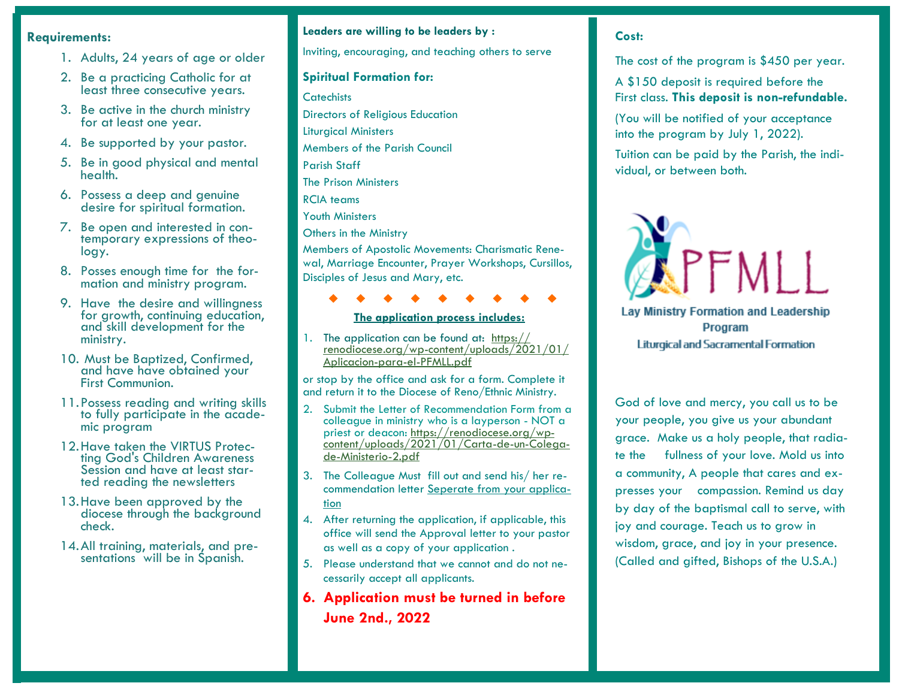**Requirements:**

1. Adults, 24 years of age or older
2. Be a practicing Catholic for at least three consecutive years.
3. Be active in the church ministry for at least one year.
4. Be supported by your pastor.
5. Be in good physical and mental health.
6. Possess a deep and genuine desire for spiritual formation.
7. Be open and interested in contemporary expressions of theology.
8. Posses enough time for the formation and ministry program.
9. Have the desire and willingness for growth, continuing education, and skill development for the ministry.
10. Must be Baptized, Confirmed, and have have obtained your First Communion.
11. Possess reading and writing skills to fully participate in the academic program
12. Have taken the VIRTUS Protecting God's Children Awareness Session and have at least started reading the newsletters
13. Have been approved by the diocese through the background check.
14. All training, materials, and presentations will be in Spanish.

**Leaders are willing to be leaders by :**

Inviting, encouraging, and teaching others to serve

**Spiritual Formation for:**

Catechists

Directors of Religious Education

Liturgical Ministers

Members of the Parish Council

Parish Staff

The Prison Ministers

RCIA teams

Youth Ministers

Others in the Ministry

Members of Apostolic Movements: Charismatic Renewal, Marriage Encounter, Prayer Workshops, Cursillos, Disciples of Jesus and Mary, etc.

◆ ◆ ◆ ◆ ◆ ◆ ◆ ◆ ◆

**The application process includes:**

1. The application can be found at: https://renodiocese.org/wp-content/uploads/2021/01/Aplicacion-para-el-PFMLL.pdf

or stop by the office and ask for a form. Complete it and return it to the Diocese of Reno/Ethnic Ministry.

2. Submit the Letter of Recommendation Form from a colleague in ministry who is a layperson - NOT a priest or deacon: https://renodiocese.org/wp-content/uploads/2021/01/Carta-de-un-Colega-de-Ministerio-2.pdf
3. The Colleague Must fill out and send his/ her recommendation letter Seperate from your application
4. After returning the application, if applicable, this office will send the Approval letter to your pastor as well as a copy of your application .
5. Please understand that we cannot and do not necessarily accept all applicants.
6. **Application must be turned in before June 2nd., 2022**

**Cost:**

The cost of the program is $450 per year.

A $150 deposit is required before the First class. **This deposit is non-refundable.**

(You will be notified of your acceptance into the program by July 1, 2022).

Tuition can be paid by the Parish, the individual, or between both.

PFMLL

Lay Ministry Formation and Leadership Program

Liturgical and Sacramental Formation

God of love and mercy, you call us to be your people, you give us your abundant grace. Make us a holy people, that radiate the fullness of your love. Mold us into a community, A people that cares and expresses your compassion. Remind us day by day of the baptismal call to serve, with joy and courage. Teach us to grow in wisdom, grace, and joy in your presence. (Called and gifted, Bishops of the U.S.A.)